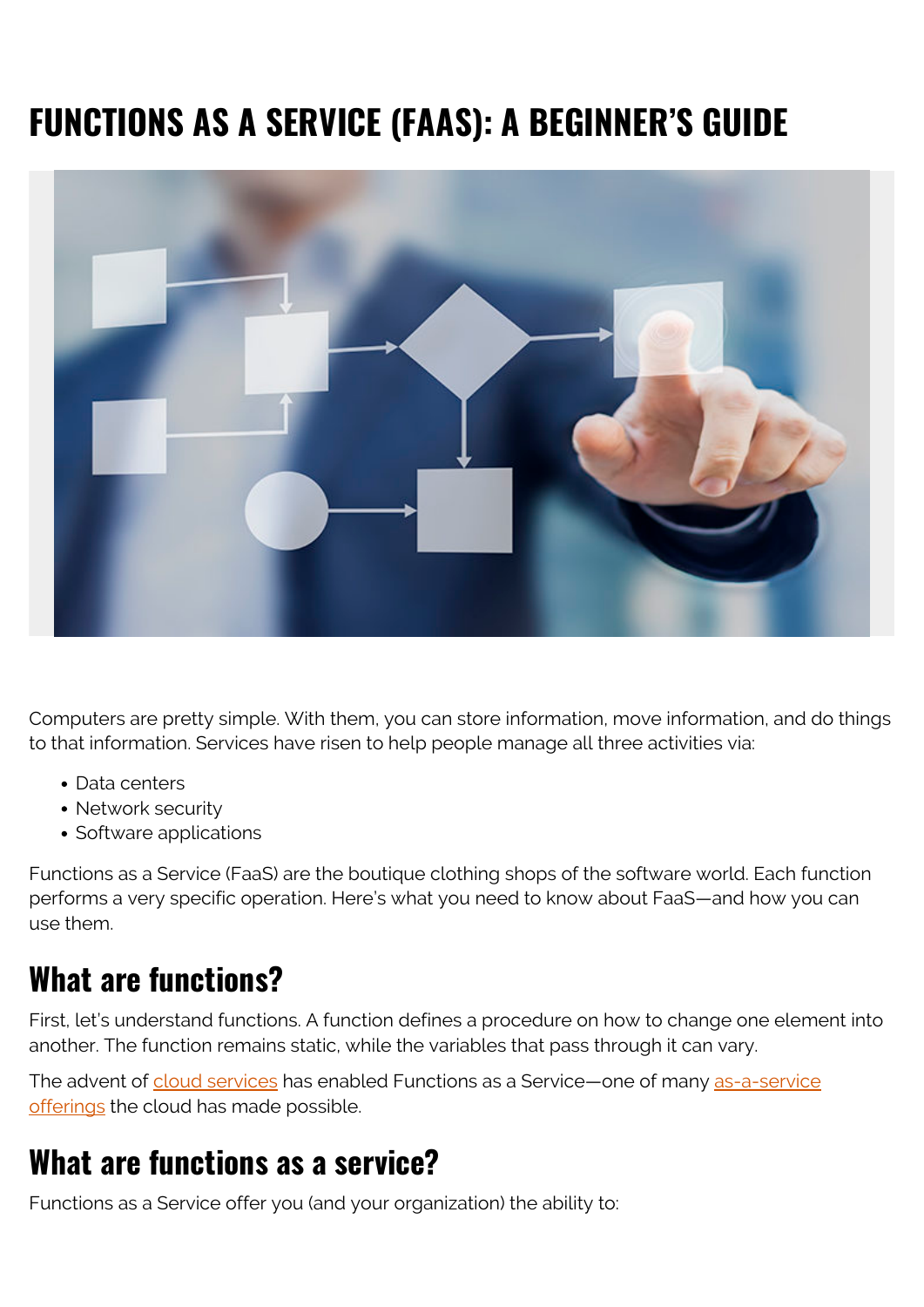# FUNCTIONS AS A SERVICE (FAAS): A BEGINNER'S GUIDE

Computers are pretty simple. With them, you can store information, move information, and do things to that information. Services have risen to help people manage all three activities via:

- Data centers
- Network security
- Software applications

Functions as a Service (FaaS) are the boutique clothing shops of the software world. Each function performs a very specific operation. Here's what you need to know about FaaS—and how you can use them.

## What are functions?

First, let's understand functions. A function defines a procedure on how to change one element into another. The function remains static, while the variables that pass through it can vary.

The advent of cloud services has enabled Functions as a Service—one of many as-a-service offerings the cloud has made possible.

## What are functions as a service?

Functions as a Service offer you (and your organization) the ability to: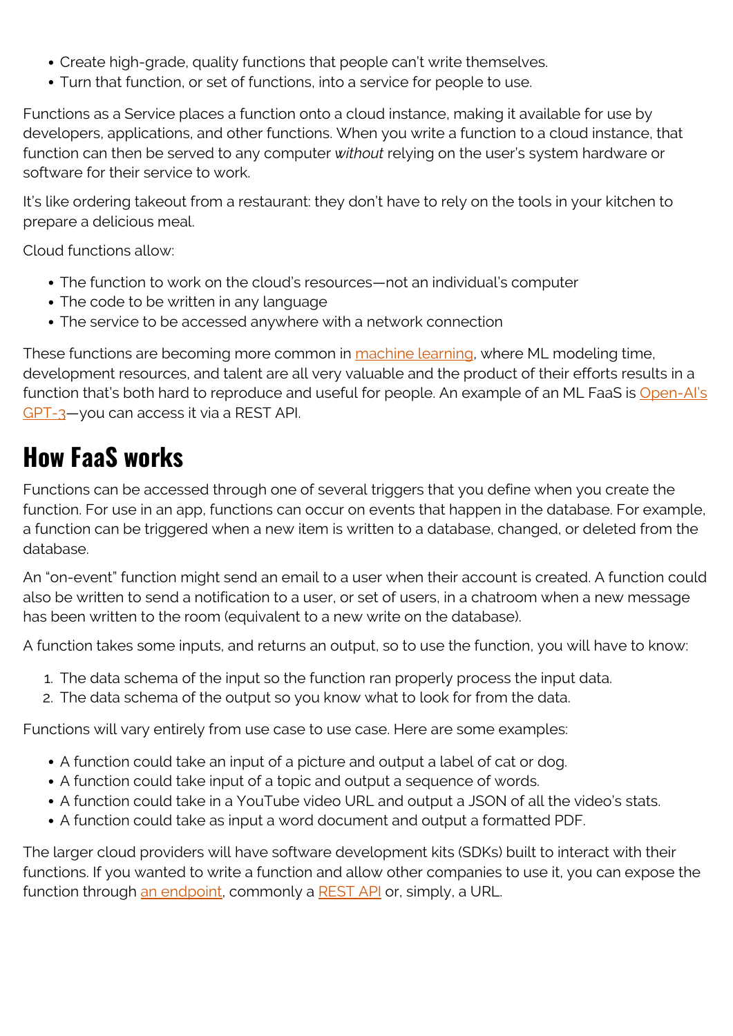- Create high-grade, quality functions that people can't write themselves.
- Turn that function, or set of functions, into a service for people to use.

Functions as a Service places a function onto a cloud instance, making it available for use by developers, applications, and other functions. When you write a function to a cloud instance, that function can then be served to any computer *without* relying on the user's system hardware or software for their service to work.

It's like ordering takeout from a restaurant: they don't have to rely on the tools in your kitchen to prepare a delicious meal.

Cloud functions allow:

- The function to work on the cloud's resources—not an individual's computer
- The code to be written in any language
- The service to be accessed anywhere with a network connection

These functions are becoming more common in machine learning, where ML modeling time, development resources, and talent are all very valuable and the product of their efforts results in a function that's both hard to reproduce and useful for people. An example of an ML FaaS is Open-AI's GPT-3—you can access it via a REST API.

## How FaaS works

Functions can be accessed through one of several triggers that you define when you create the function. For use in an app, functions can occur on events that happen in the database. For example, a function can be triggered when a new item is written to a database, changed, or deleted from the database.

An "on-event" function might send an email to a user when their account is created. A function could also be written to send a notification to a user, or set of users, in a chatroom when a new message has been written to the room (equivalent to a new write on the database).

A function takes some inputs, and returns an output, so to use the function, you will have to know:

1. The data schema of the input so the function ran properly process the input data.
2. The data schema of the output so you know what to look for from the data.

Functions will vary entirely from use case to use case. Here are some examples:

- A function could take an input of a picture and output a label of cat or dog.
- A function could take input of a topic and output a sequence of words.
- A function could take in a YouTube video URL and output a JSON of all the video's stats.
- A function could take as input a word document and output a formatted PDF.

The larger cloud providers will have software development kits (SDKs) built to interact with their functions. If you wanted to write a function and allow other companies to use it, you can expose the function through an endpoint, commonly a REST API or, simply, a URL.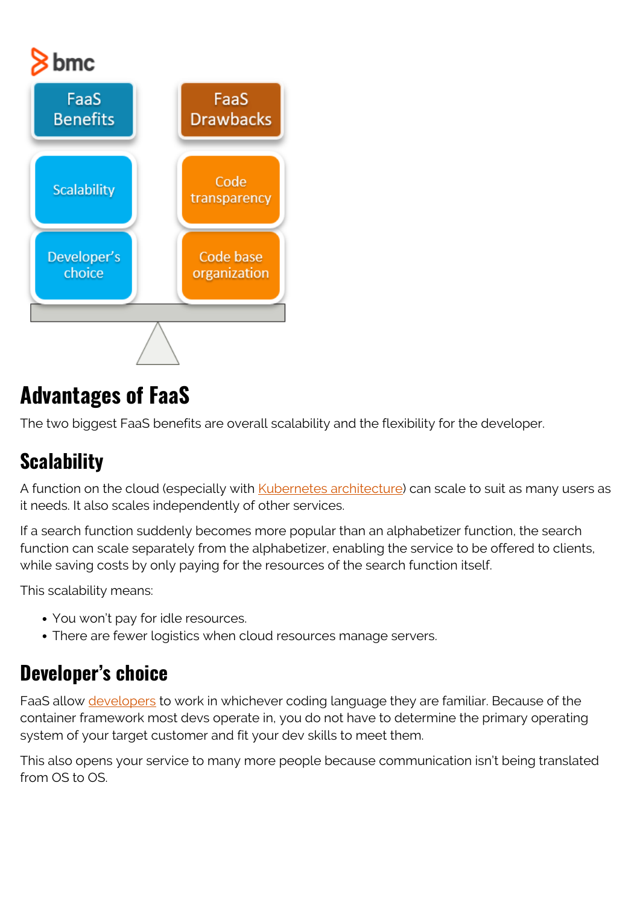## Advantages of FaaS

The two biggest FaaS benefits are overall scalability and the flexibility for the developer.

### Scalability

A function on the cloud (especially with Kubernetes architecture) can scale to suit as many users as it needs. It also scales independently of other services.

If a search function suddenly becomes more popular than an alphabetizer function, the search function can scale separately from the alphabetizer, enabling the service to be offered to clients, while saving costs by only paying for the resources of the search function itself.

This scalability means:

- You won't pay for idle resources.
- There are fewer logistics when cloud resources manage servers.

### Developer's choice

FaaS allow developers to work in whichever coding language they are familiar. Because of the container framework most devs operate in, you do not have to determine the primary operating system of your target customer and fit your dev skills to meet them.

This also opens your service to many more people because communication isn't being translated from OS to OS.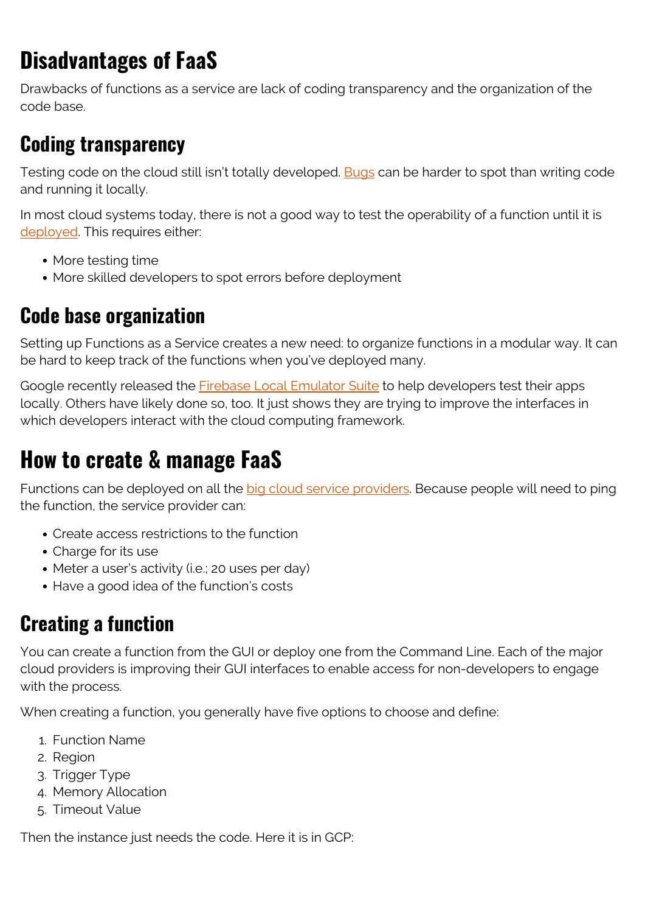# Disadvantages of FaaS

Drawbacks of functions as a service are lack of coding transparency and the organization of the code base.

## Coding transparency

Testing code on the cloud still isn't totally developed. Bugs can be harder to spot than writing code and running it locally.

In most cloud systems today, there is not a good way to test the operability of a function until it is deployed. This requires either:

- More testing time
- More skilled developers to spot errors before deployment

## Code base organization

Setting up Functions as a Service creates a new need: to organize functions in a modular way. It can be hard to keep track of the functions when you've deployed many.

Google recently released the Firebase Local Emulator Suite to help developers test their apps locally. Others have likely done so, too. It just shows they are trying to improve the interfaces in which developers interact with the cloud computing framework.

# How to create & manage FaaS

Functions can be deployed on all the big cloud service providers. Because people will need to ping the function, the service provider can:

- Create access restrictions to the function
- Charge for its use
- Meter a user's activity (i.e.; 20 uses per day)
- Have a good idea of the function's costs

## Creating a function

You can create a function from the GUI or deploy one from the Command Line. Each of the major cloud providers is improving their GUI interfaces to enable access for non-developers to engage with the process.

When creating a function, you generally have five options to choose and define:

1. Function Name
2. Region
3. Trigger Type
4. Memory Allocation
5. Timeout Value

Then the instance just needs the code. Here it is in GCP: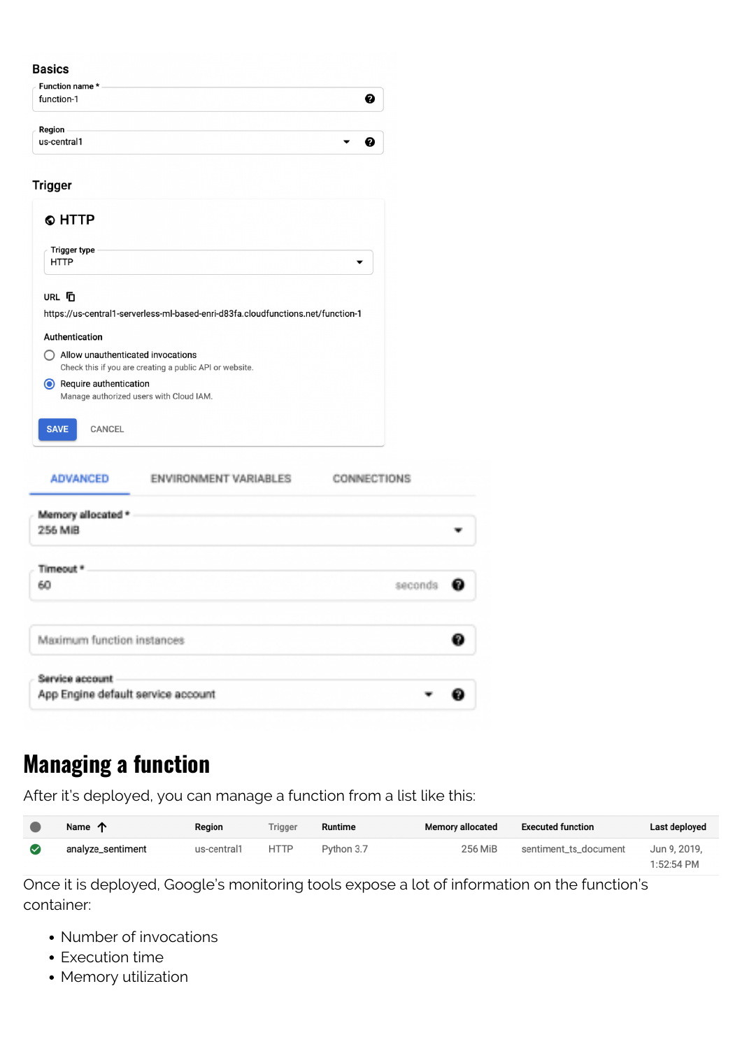## Basics

Function name *
function-1

Region
us-central1

## Trigger

HTTP

Trigger type
HTTP

URL
https://us-central1-serverless-ml-based-enri-d83fa.cloudfunctions.net/function-1

Authentication

- Allow unauthenticated invocations
  Check this if you are creating a public API or website.
- Require authentication
  Manage authorized users with Cloud IAM.

SAVE CANCEL

ADVANCED ENVIRONMENT VARIABLES CONNECTIONS

Memory allocated *
256 MiB

Timeout *
60 seconds

Maximum function instances

Service account
App Engine default service account

# Managing a function

After it's deployed, you can manage a function from a list like this:

| | Name ↑ | Region | Trigger | Runtime | Memory allocated | Executed function | Last deployed |
|---|---|---|---|---|---|---|---|
| ✓ | analyze_sentiment | us-central1 | HTTP | Python 3.7 | 256 MiB | sentiment_ts_document | Jun 9, 2019, 1:52:54 PM |

Once it is deployed, Google's monitoring tools expose a lot of information on the function's container:

- Number of invocations
- Execution time
- Memory utilization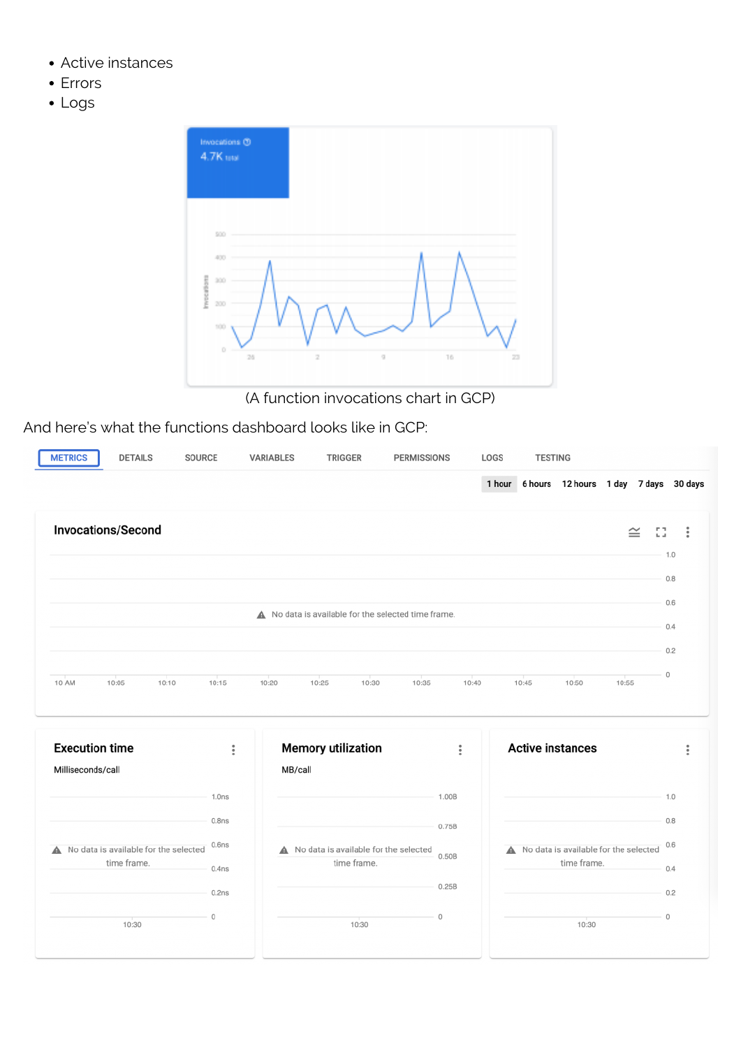- Active instances
- Errors
- Logs

(A function invocations chart in GCP)

And here's what the functions dashboard looks like in GCP: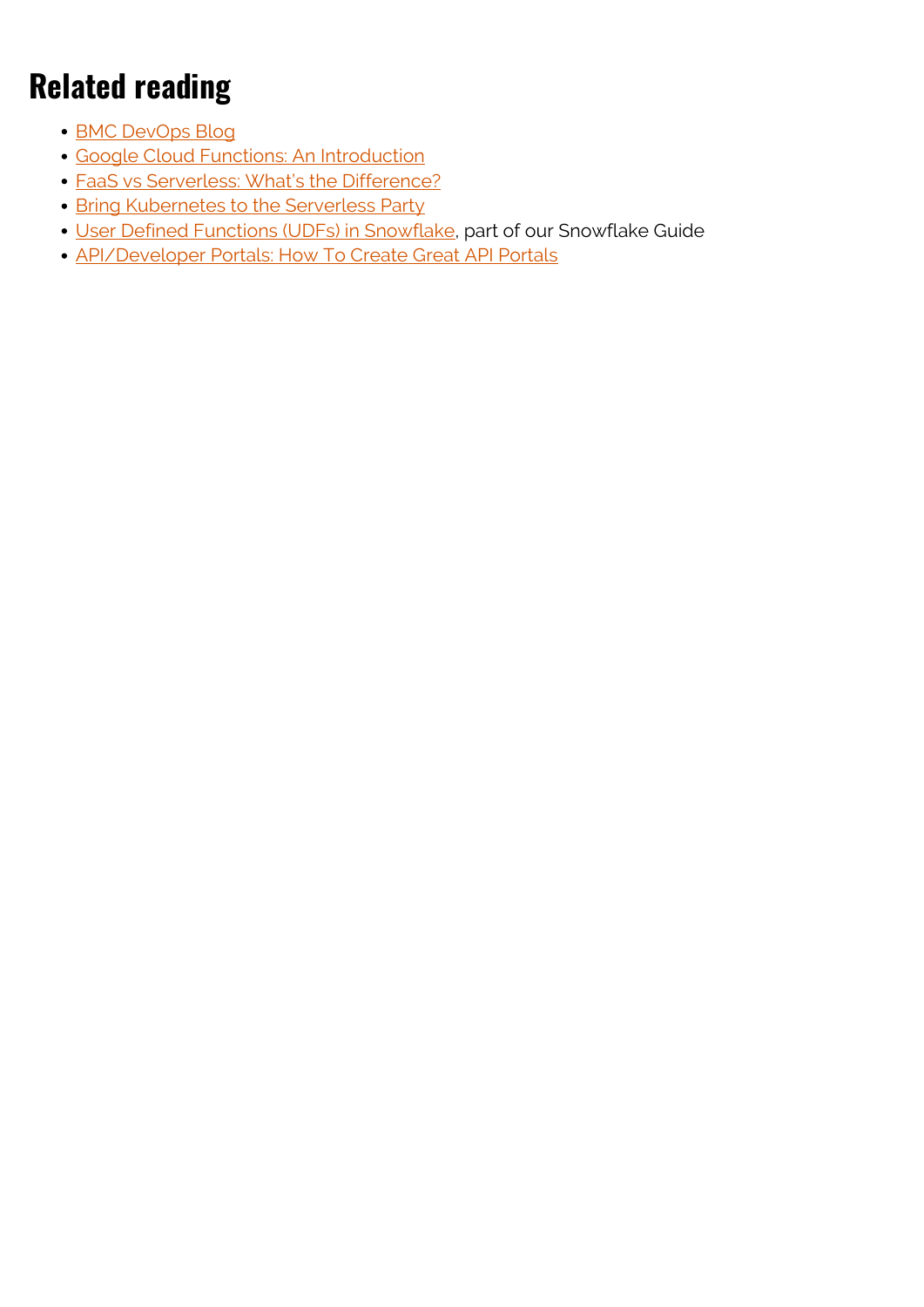## Related reading

- BMC DevOps Blog
- Google Cloud Functions: An Introduction
- FaaS vs Serverless: What's the Difference?
- Bring Kubernetes to the Serverless Party
- User Defined Functions (UDFs) in Snowflake, part of our Snowflake Guide
- API/Developer Portals: How To Create Great API Portals